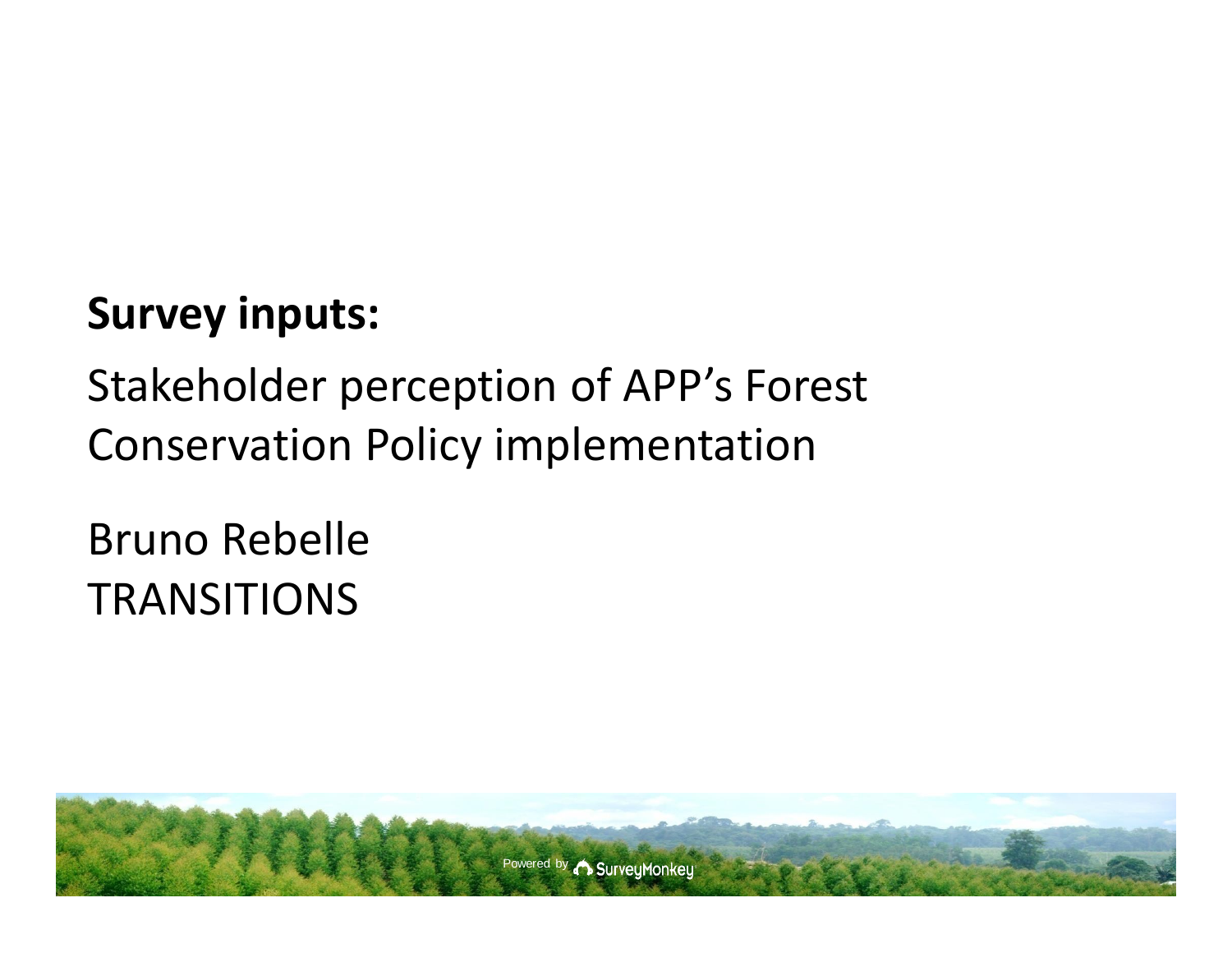**Survey inputs:**

Stakeholder perception of APP's Forest Conservation Policy implementation

Bruno Rebelle
TRANSITIONS

Powered by SurveyMonkey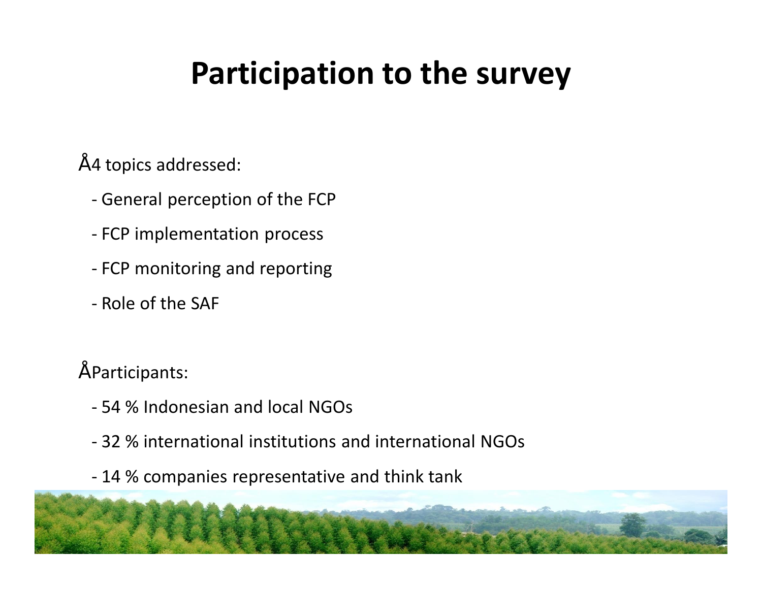# Participation to the survey

- 4 topics addressed:
  - General perception of the FCP
  - FCP implementation process
  - FCP monitoring and reporting
  - Role of the SAF

- Participants:
  - 54 % Indonesian and local NGOs
  - 32 % international institutions and international NGOs
  - 14 % companies representative and think tank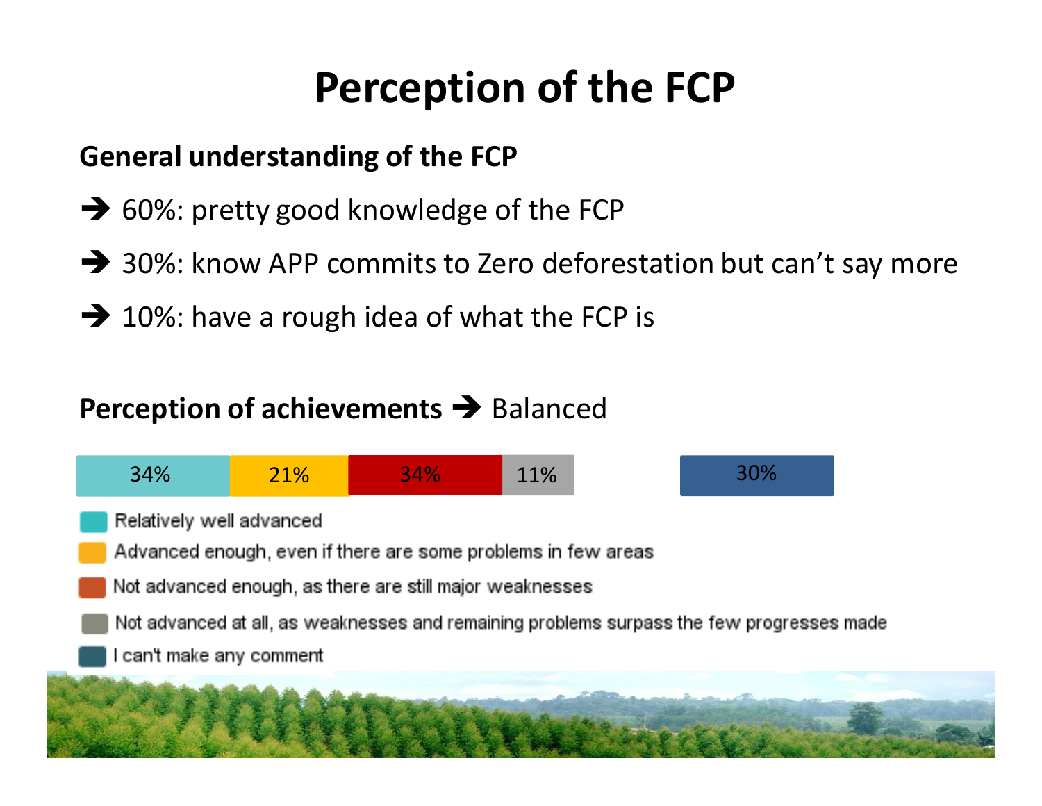# Perception of the FCP

**General understanding of the FCP**

➔ 60%: pretty good knowledge of the FCP

➔ 30%: know APP commits to Zero deforestation but can't say more

➔ 10%: have a rough idea of what the FCP is

**Perception of achievements** ➔ Balanced

| Relatively well advanced | Advanced enough, even if there are some problems in few areas | Not advanced enough, as there are still major weaknesses | Not advanced at all, as weaknesses and remaining problems surpass the few progresses made | I can't make any comment |
|---|---|---|---|---|
| 34% | 21% | 34% | 11% | 30% |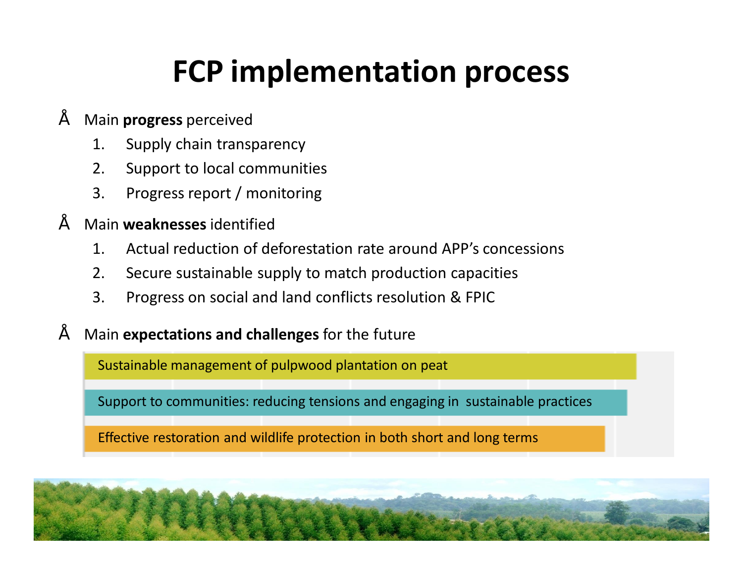# FCP implementation process

- Main **progress** perceived
  1. Supply chain transparency
  2. Support to local communities
  3. Progress report / monitoring
- Main **weaknesses** identified
  1. Actual reduction of deforestation rate around APP's concessions
  2. Secure sustainable supply to match production capacities
  3. Progress on social and land conflicts resolution & FPIC
- Main **expectations and challenges** for the future
  - Sustainable management of pulpwood plantation on peat
  - Support to communities: reducing tensions and engaging in sustainable practices
  - Effective restoration and wildlife protection in both short and long terms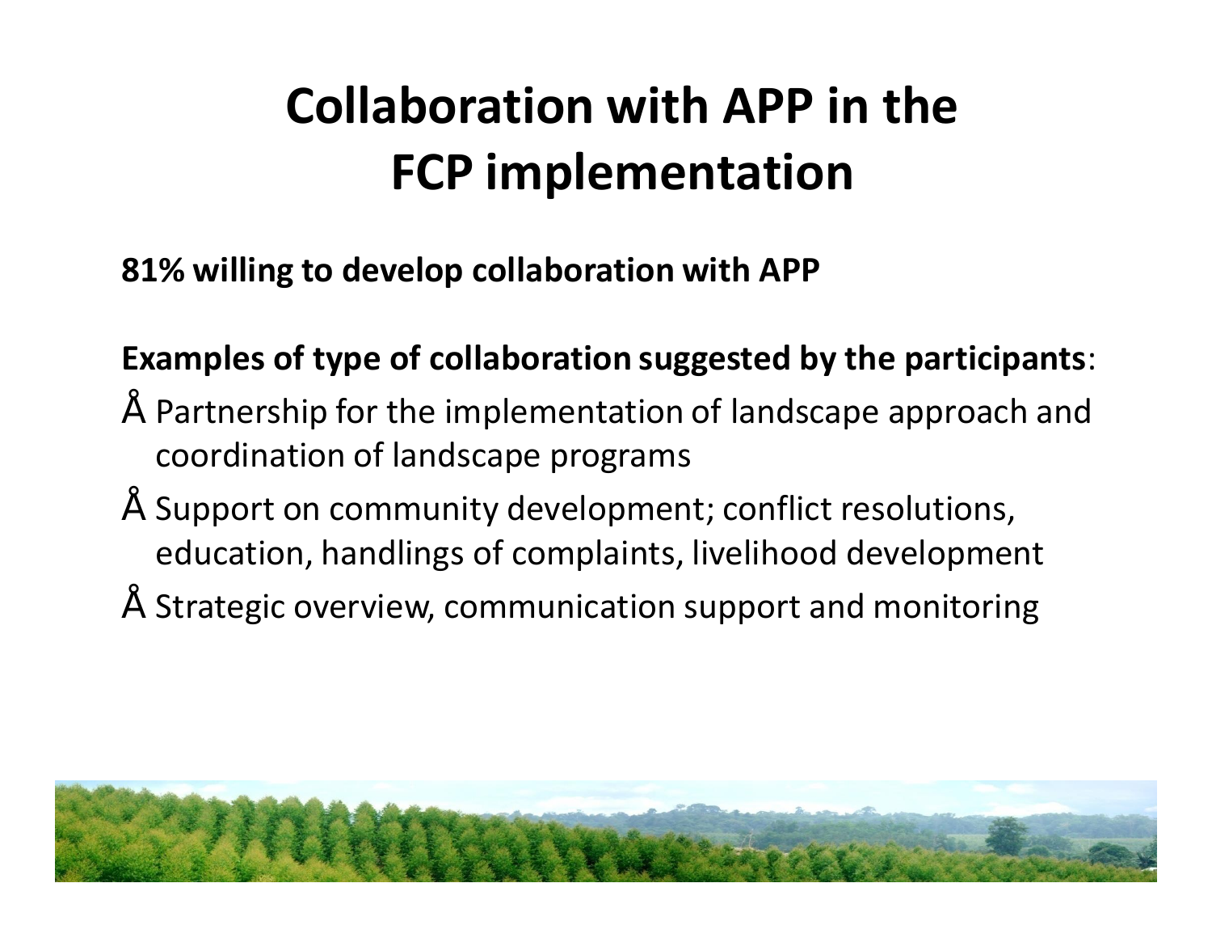# Collaboration with APP in the FCP implementation

**81% willing to develop collaboration with APP**

**Examples of type of collaboration suggested by the participants**:

- Partnership for the implementation of landscape approach and coordination of landscape programs
- Support on community development; conflict resolutions, education, handlings of complaints, livelihood development
- Strategic overview, communication support and monitoring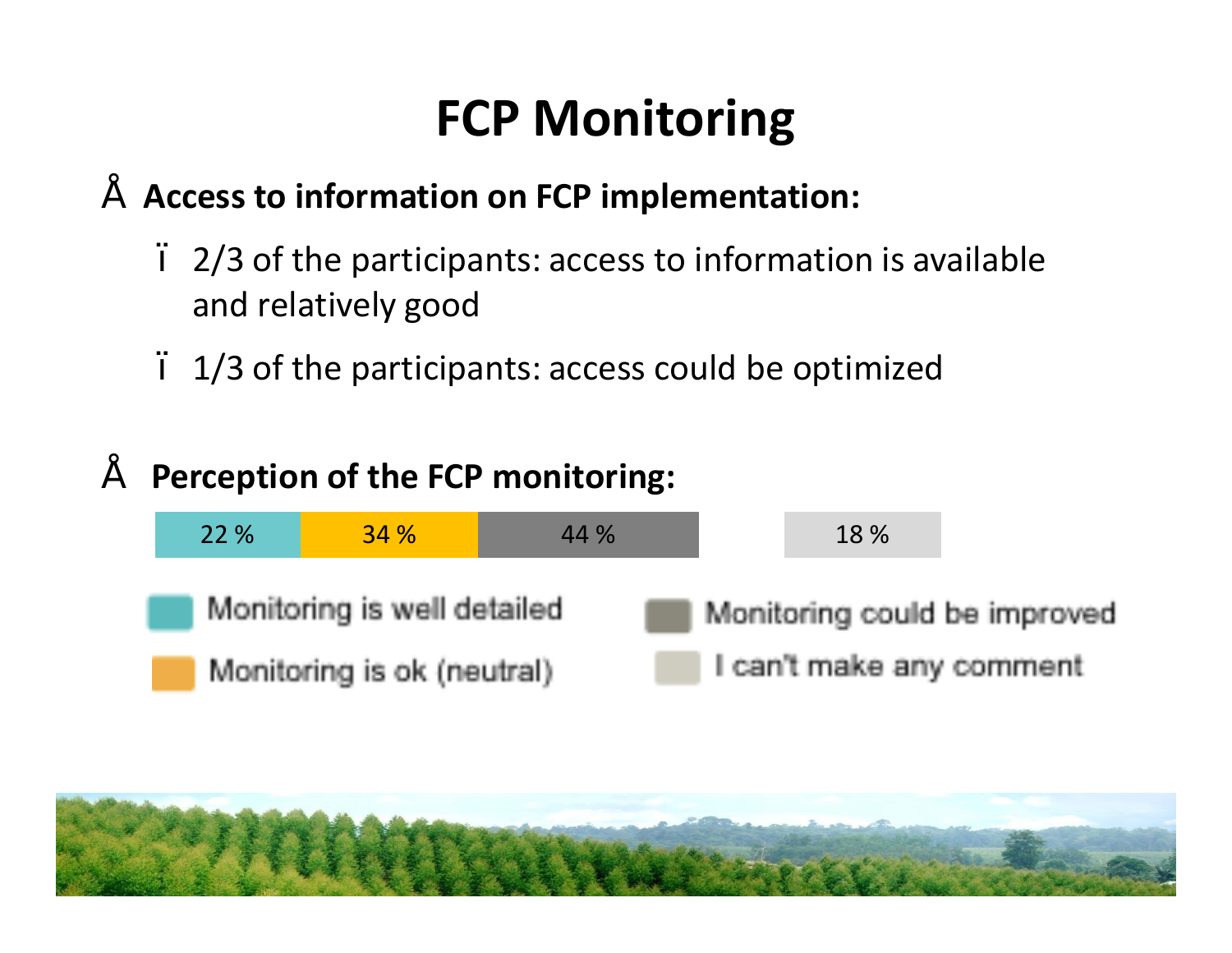# FCP Monitoring

- **Access to information on FCP implementation:**
  - 2/3 of the participants: access to information is available and relatively good
  - 1/3 of the participants: access could be optimized

- **Perception of the FCP monitoring:**

| Monitoring is well detailed | Monitoring is ok (neutral) | Monitoring could be improved | I can't make any comment |
|---|---|---|---|
| 22 % | 34 % | 44 % | 18 % |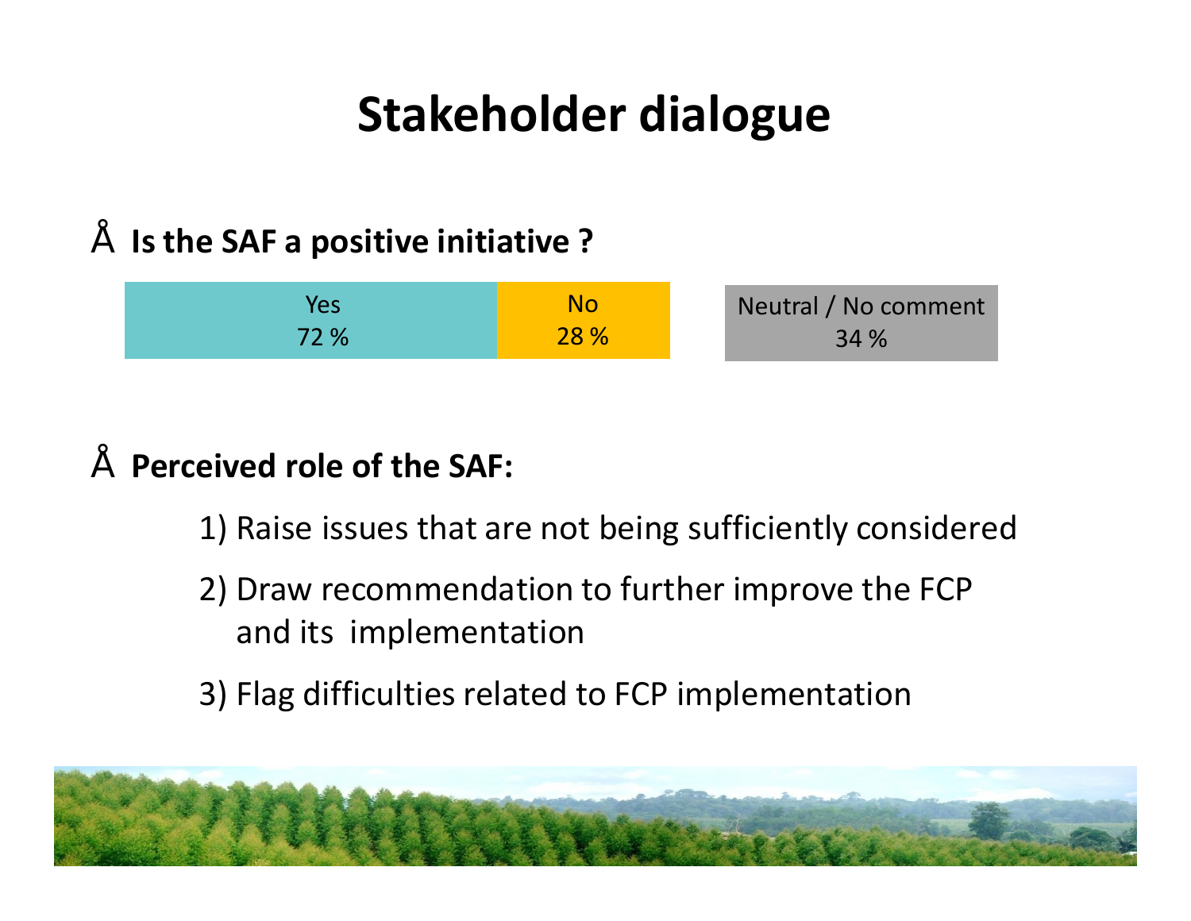# Stakeholder dialogue

- **Is the SAF a positive initiative ?**

| Yes | No | Neutral / No comment |
|---|---|---|
| 72 % | 28 % | 34 % |

- **Perceived role of the SAF:**

1) Raise issues that are not being sufficiently considered
2) Draw recommendation to further improve the FCP and its implementation
3) Flag difficulties related to FCP implementation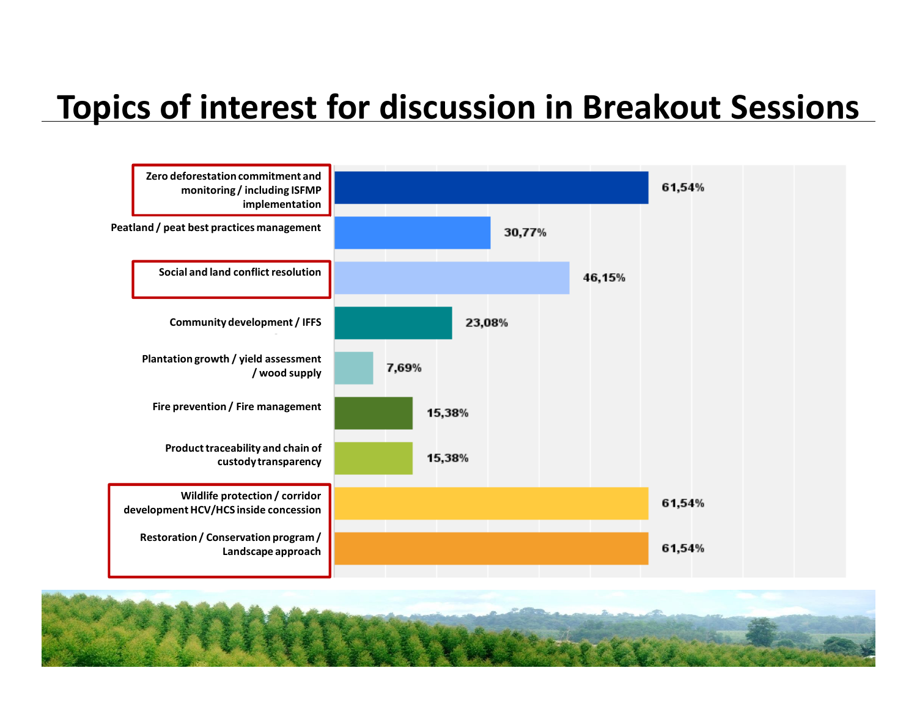# Topics of interest for discussion in Breakout Sessions

| Topic | Percentage |
|---|---|
| Zero deforestation commitment and monitoring / including ISFMP implementation | 61,54% |
| Peatland / peat best practices management | 30,77% |
| Social and land conflict resolution | 46,15% |
| Community development / IFFS | 23,08% |
| Plantation growth / yield assessment / wood supply | 7,69% |
| Fire prevention / Fire management | 15,38% |
| Product traceability and chain of custody transparency | 15,38% |
| Wildlife protection / corridor development HCV/HCS inside concession | 61,54% |
| Restoration / Conservation program / Landscape approach | 61,54% |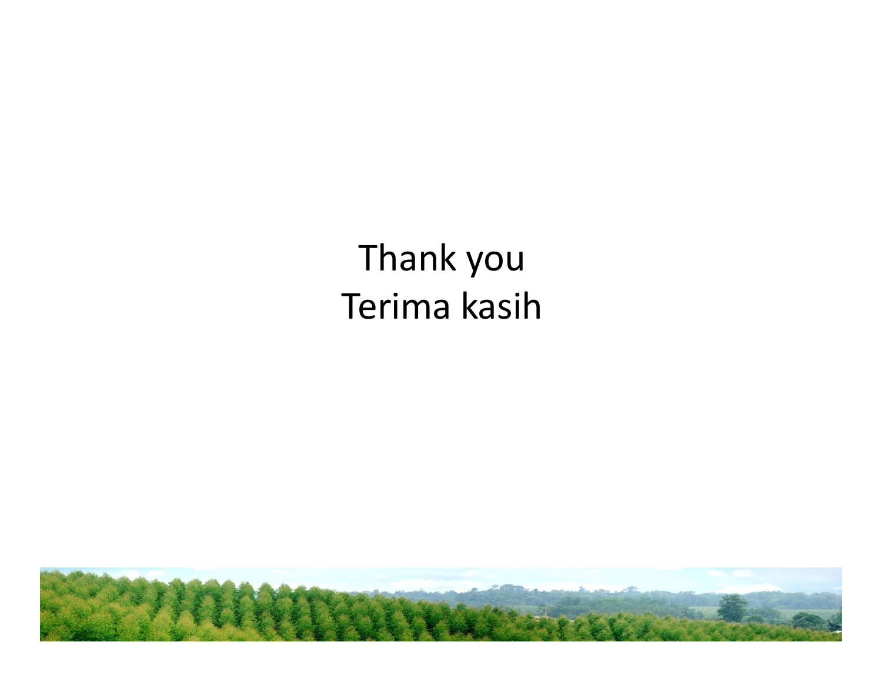Thank you

Terima kasih